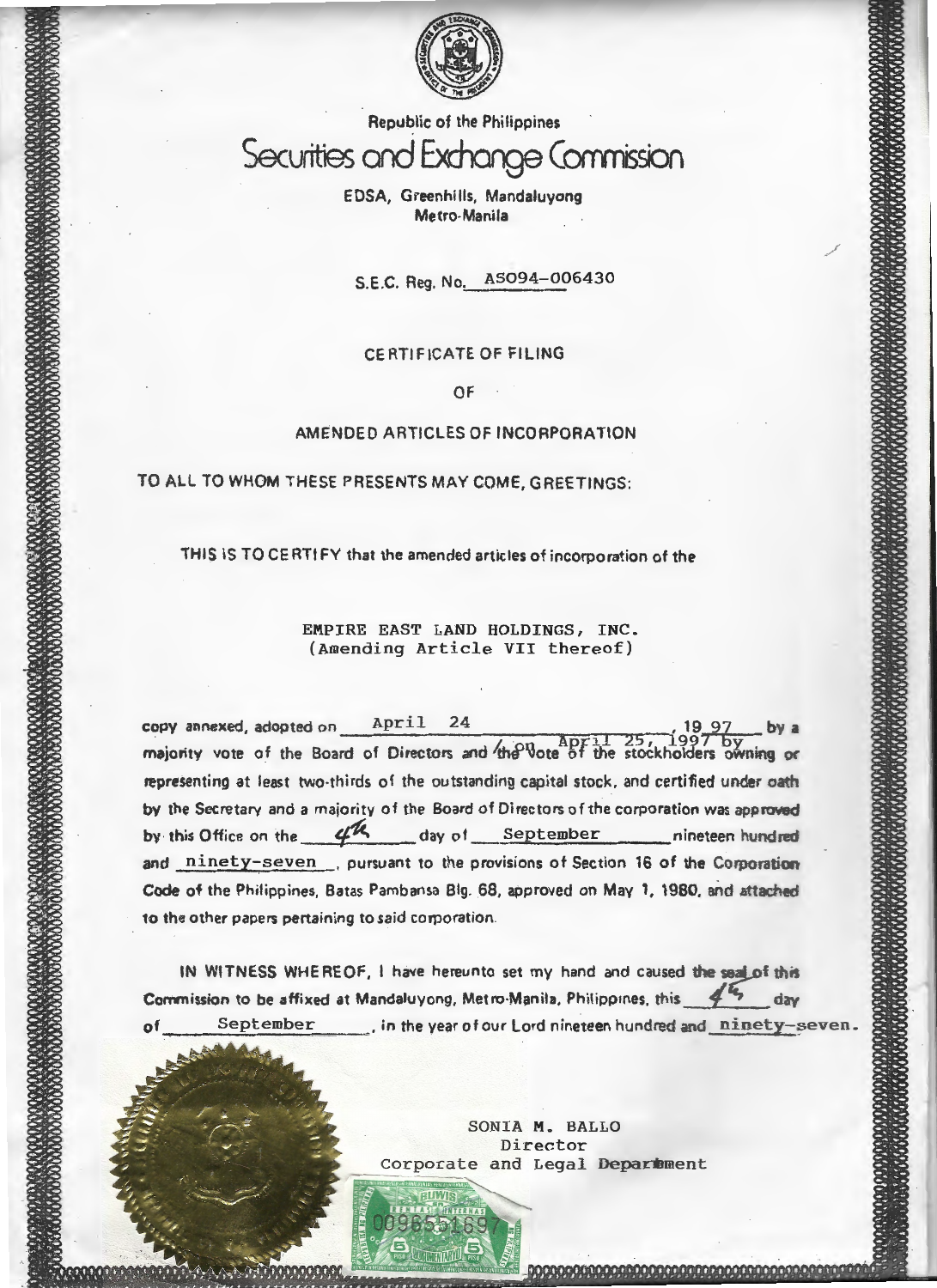Republic of the Philippines

# Securities and Exchange Commission

EDSA, Greenhills, Mandaluyong
Metro-Manila

S.E.C. Reg. No. AS094-006430

## CERTIFICATE OF FILING

## OF

## AMENDED ARTICLES OF INCORPORATION

TO ALL TO WHOM THESE PRESENTS MAY COME, GREETINGS:

THIS IS TO CERTIFY that the amended articles of incorporation of the

EMPIRE EAST LAND HOLDINGS, INC.
(Amending Article VII thereof)

copy annexed, adopted on April 24, 1997 by a majority vote of the Board of Directors and /on April 25, 1997 by the vote of the stockholders owning or representing at least two-thirds of the outstanding capital stock, and certified under oath by the Secretary and a majority of the Board of Directors of the corporation was approved by this Office on the 4th day of September nineteen hundred and ninety-seven, pursuant to the provisions of Section 16 of the Corporation Code of the Philippines, Batas Pambansa Blg. 68, approved on May 1, 1980, and attached to the other papers pertaining to said corporation.

IN WITNESS WHEREOF, I have hereunto set my hand and caused the seal of this Commission to be affixed at Mandaluyong, Metro-Manila, Philippines, this 4th day of September, in the year of our Lord nineteen hundred and ninety-seven.

SONIA M. BALLO
Director
Corporate and Legal Department

0096551697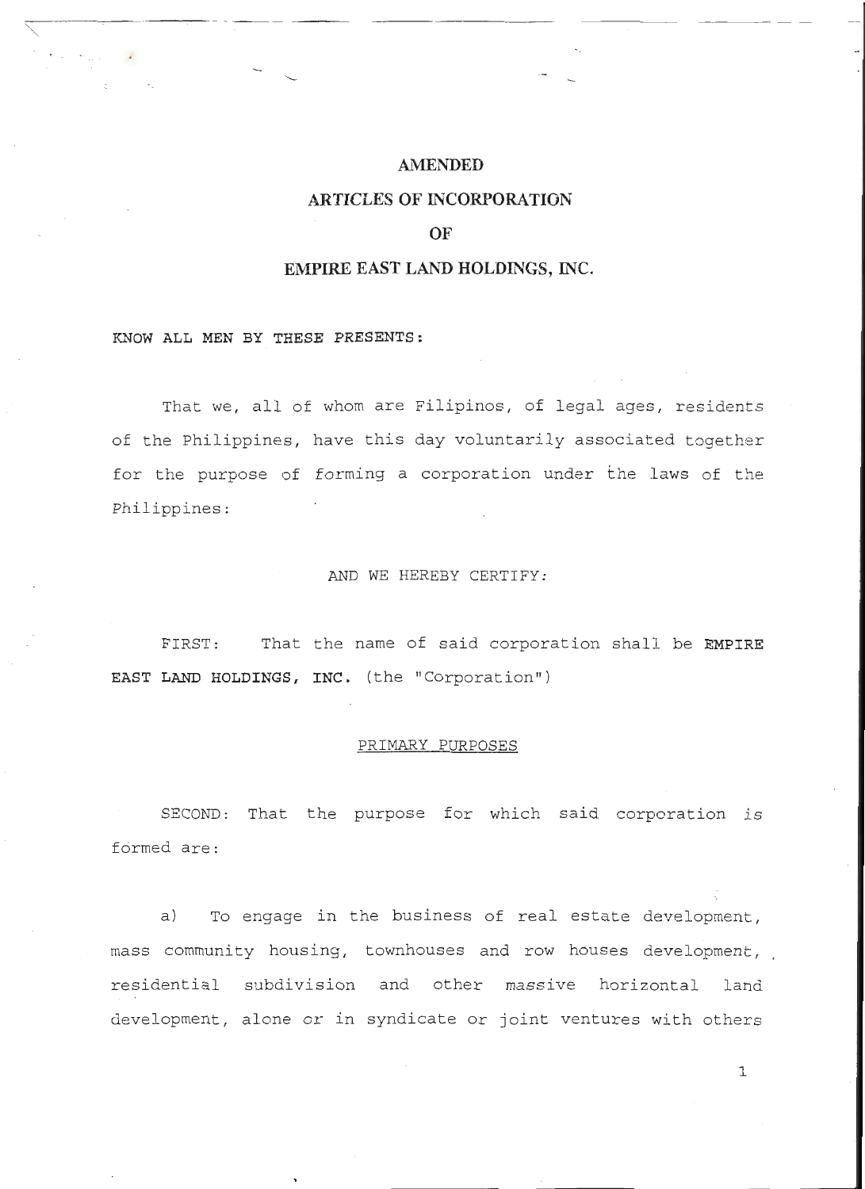# AMENDED

# ARTICLES OF INCORPORATION

# OF

# EMPIRE EAST LAND HOLDINGS, INC.

KNOW ALL MEN BY THESE PRESENTS:

That we, all of whom are Filipinos, of legal ages, residents of the Philippines, have this day voluntarily associated together for the purpose of forming a corporation under the laws of the Philippines:

AND WE HEREBY CERTIFY:

FIRST: That the name of said corporation shall be **EMPIRE EAST LAND HOLDINGS, INC.** (the "Corporation")

PRIMARY PURPOSES

SECOND: That the purpose for which said corporation is formed are:

a) To engage in the business of real estate development, mass community housing, townhouses and row houses development, residential subdivision and other massive horizontal land development, alone or in syndicate or joint ventures with others